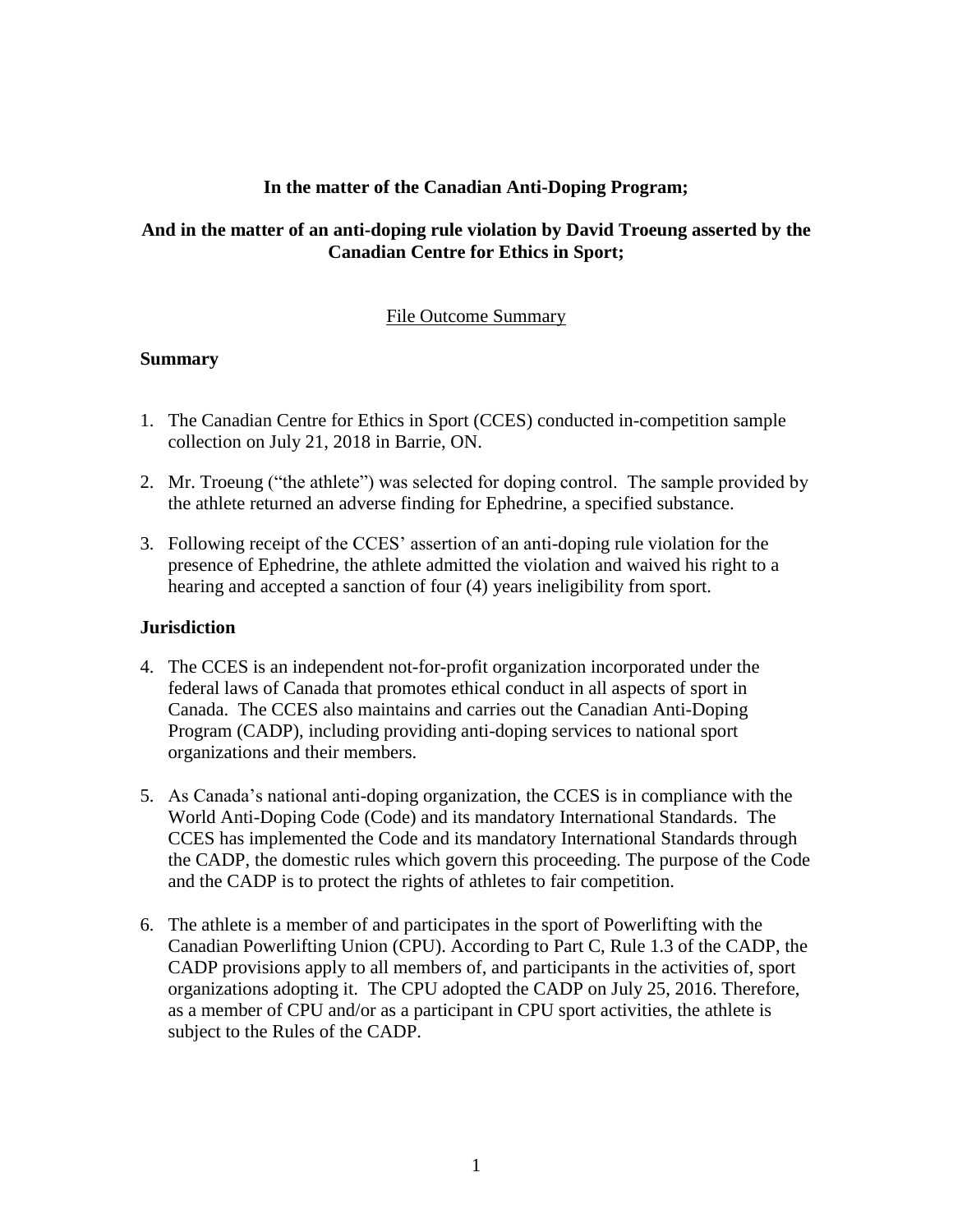**In the matter of the Canadian Anti-Doping Program;**

**And in the matter of an anti-doping rule violation by David Troeung asserted by the Canadian Centre for Ethics in Sport;**

File Outcome Summary

## Summary

1. The Canadian Centre for Ethics in Sport (CCES) conducted in-competition sample collection on July 21, 2018 in Barrie, ON.

2. Mr. Troeung ("the athlete") was selected for doping control. The sample provided by the athlete returned an adverse finding for Ephedrine, a specified substance.

3. Following receipt of the CCES' assertion of an anti-doping rule violation for the presence of Ephedrine, the athlete admitted the violation and waived his right to a hearing and accepted a sanction of four (4) years ineligibility from sport.

## Jurisdiction

4. The CCES is an independent not-for-profit organization incorporated under the federal laws of Canada that promotes ethical conduct in all aspects of sport in Canada. The CCES also maintains and carries out the Canadian Anti-Doping Program (CADP), including providing anti-doping services to national sport organizations and their members.

5. As Canada's national anti-doping organization, the CCES is in compliance with the World Anti-Doping Code (Code) and its mandatory International Standards. The CCES has implemented the Code and its mandatory International Standards through the CADP, the domestic rules which govern this proceeding. The purpose of the Code and the CADP is to protect the rights of athletes to fair competition.

6. The athlete is a member of and participates in the sport of Powerlifting with the Canadian Powerlifting Union (CPU). According to Part C, Rule 1.3 of the CADP, the CADP provisions apply to all members of, and participants in the activities of, sport organizations adopting it. The CPU adopted the CADP on July 25, 2016. Therefore, as a member of CPU and/or as a participant in CPU sport activities, the athlete is subject to the Rules of the CADP.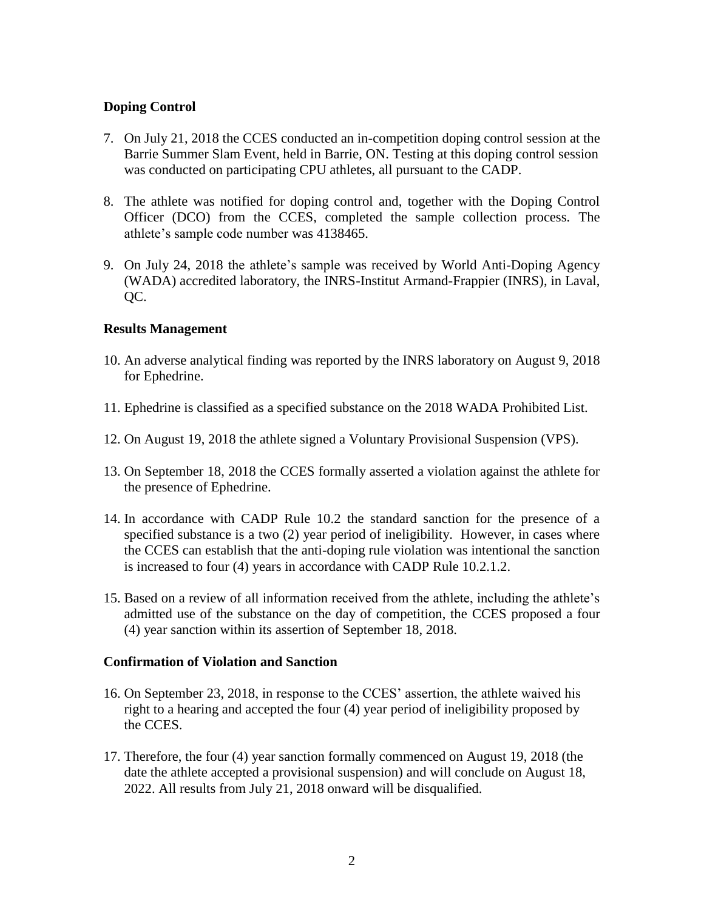## Doping Control

7. On July 21, 2018 the CCES conducted an in-competition doping control session at the Barrie Summer Slam Event, held in Barrie, ON. Testing at this doping control session was conducted on participating CPU athletes, all pursuant to the CADP.

8. The athlete was notified for doping control and, together with the Doping Control Officer (DCO) from the CCES, completed the sample collection process. The athlete's sample code number was 4138465.

9. On July 24, 2018 the athlete's sample was received by World Anti-Doping Agency (WADA) accredited laboratory, the INRS-Institut Armand-Frappier (INRS), in Laval, QC.

## Results Management

10. An adverse analytical finding was reported by the INRS laboratory on August 9, 2018 for Ephedrine.

11. Ephedrine is classified as a specified substance on the 2018 WADA Prohibited List.

12. On August 19, 2018 the athlete signed a Voluntary Provisional Suspension (VPS).

13. On September 18, 2018 the CCES formally asserted a violation against the athlete for the presence of Ephedrine.

14. In accordance with CADP Rule 10.2 the standard sanction for the presence of a specified substance is a two (2) year period of ineligibility. However, in cases where the CCES can establish that the anti-doping rule violation was intentional the sanction is increased to four (4) years in accordance with CADP Rule 10.2.1.2.

15. Based on a review of all information received from the athlete, including the athlete's admitted use of the substance on the day of competition, the CCES proposed a four (4) year sanction within its assertion of September 18, 2018.

## Confirmation of Violation and Sanction

16. On September 23, 2018, in response to the CCES' assertion, the athlete waived his right to a hearing and accepted the four (4) year period of ineligibility proposed by the CCES.

17. Therefore, the four (4) year sanction formally commenced on August 19, 2018 (the date the athlete accepted a provisional suspension) and will conclude on August 18, 2022. All results from July 21, 2018 onward will be disqualified.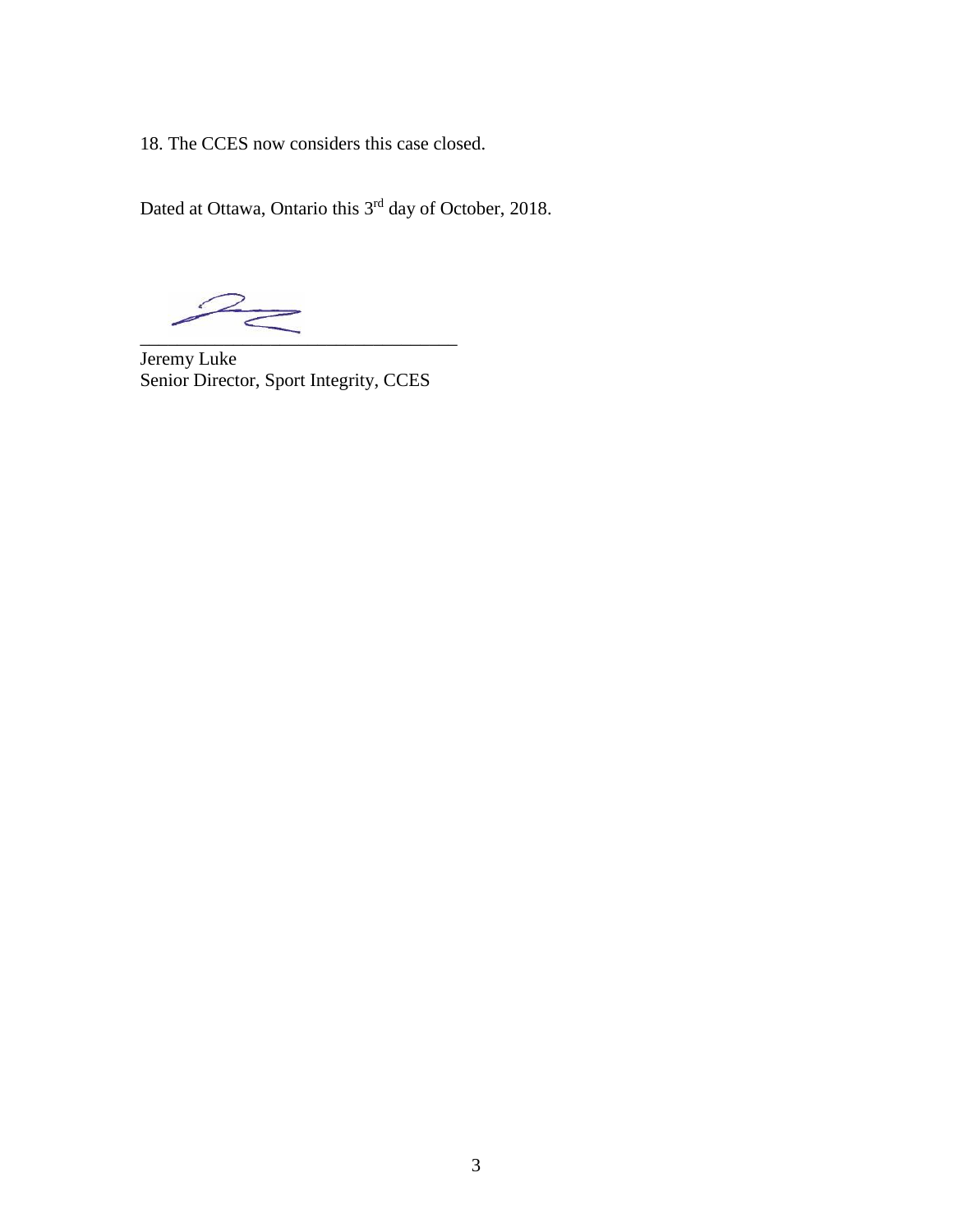18. The CCES now considers this case closed.

Dated at Ottawa, Ontario this 3rd day of October, 2018.

\_\_\_\_\_\_\_\_\_\_\_\_\_\_\_\_\_\_\_\_\_\_\_\_\_\_\_\_\_\_\_\_\_\_

Jeremy Luke  
Senior Director, Sport Integrity, CCES